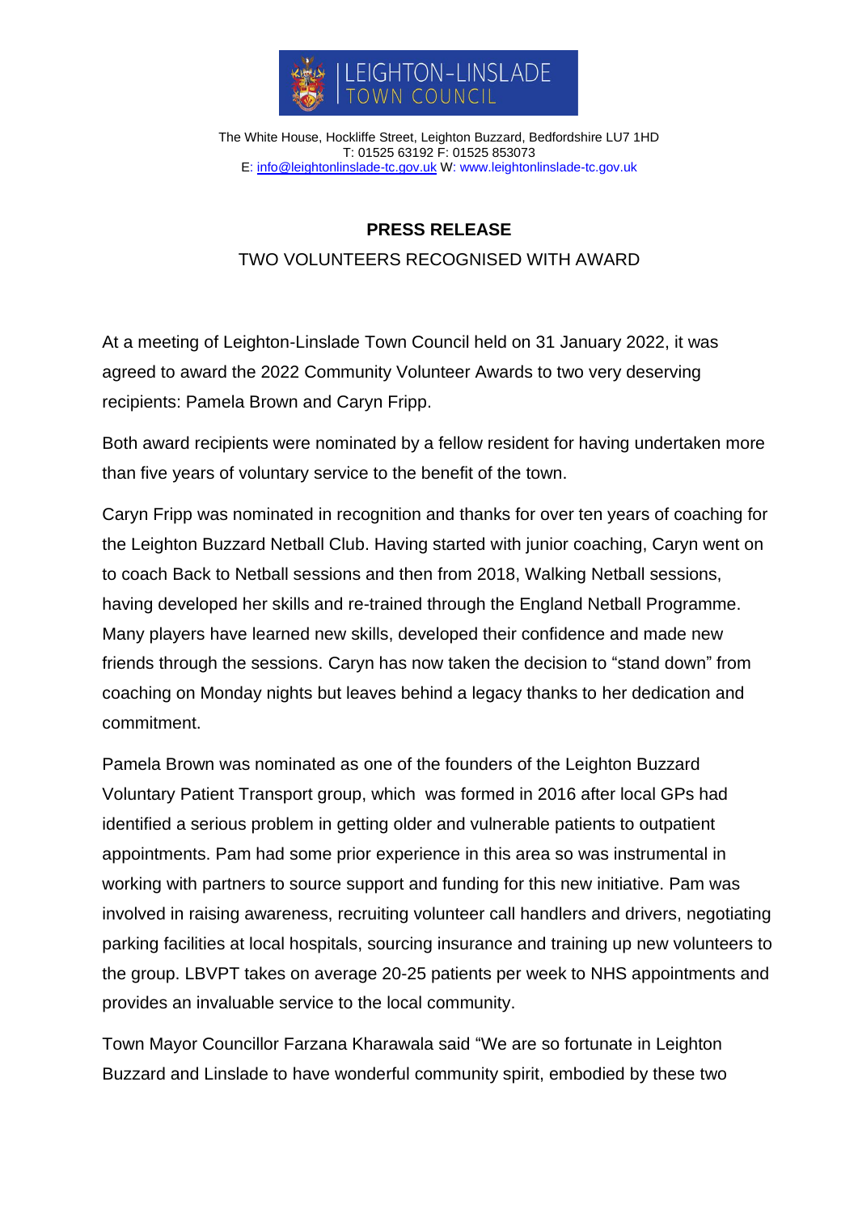LEIGHTON-LINSLADE TOWN COUNCIL

The White House, Hockliffe Street, Leighton Buzzard, Bedfordshire LU7 1HD
T: 01525 63192 F: 01525 853073
E: info@leightonlinslade-tc.gov.uk W: www.leightonlinslade-tc.gov.uk

# PRESS RELEASE

## TWO VOLUNTEERS RECOGNISED WITH AWARD

At a meeting of Leighton-Linslade Town Council held on 31 January 2022, it was agreed to award the 2022 Community Volunteer Awards to two very deserving recipients: Pamela Brown and Caryn Fripp.

Both award recipients were nominated by a fellow resident for having undertaken more than five years of voluntary service to the benefit of the town.

Caryn Fripp was nominated in recognition and thanks for over ten years of coaching for the Leighton Buzzard Netball Club. Having started with junior coaching, Caryn went on to coach Back to Netball sessions and then from 2018, Walking Netball sessions, having developed her skills and re-trained through the England Netball Programme. Many players have learned new skills, developed their confidence and made new friends through the sessions. Caryn has now taken the decision to "stand down" from coaching on Monday nights but leaves behind a legacy thanks to her dedication and commitment.

Pamela Brown was nominated as one of the founders of the Leighton Buzzard Voluntary Patient Transport group, which was formed in 2016 after local GPs had identified a serious problem in getting older and vulnerable patients to outpatient appointments. Pam had some prior experience in this area so was instrumental in working with partners to source support and funding for this new initiative. Pam was involved in raising awareness, recruiting volunteer call handlers and drivers, negotiating parking facilities at local hospitals, sourcing insurance and training up new volunteers to the group. LBVPT takes on average 20-25 patients per week to NHS appointments and provides an invaluable service to the local community.

Town Mayor Councillor Farzana Kharawala said "We are so fortunate in Leighton Buzzard and Linslade to have wonderful community spirit, embodied by these two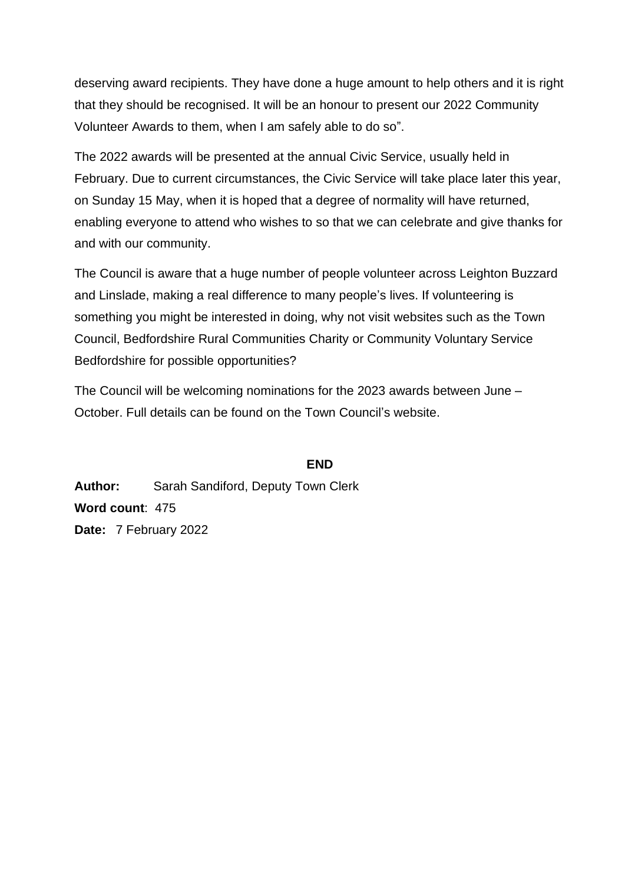deserving award recipients. They have done a huge amount to help others and it is right that they should be recognised. It will be an honour to present our 2022 Community Volunteer Awards to them, when I am safely able to do so".

The 2022 awards will be presented at the annual Civic Service, usually held in February. Due to current circumstances, the Civic Service will take place later this year, on Sunday 15 May, when it is hoped that a degree of normality will have returned, enabling everyone to attend who wishes to so that we can celebrate and give thanks for and with our community.

The Council is aware that a huge number of people volunteer across Leighton Buzzard and Linslade, making a real difference to many people's lives. If volunteering is something you might be interested in doing, why not visit websites such as the Town Council, Bedfordshire Rural Communities Charity or Community Voluntary Service Bedfordshire for possible opportunities?

The Council will be welcoming nominations for the 2023 awards between June – October. Full details can be found on the Town Council's website.

**END**

**Author:** Sarah Sandiford, Deputy Town Clerk

**Word count**: 475

**Date:** 7 February 2022